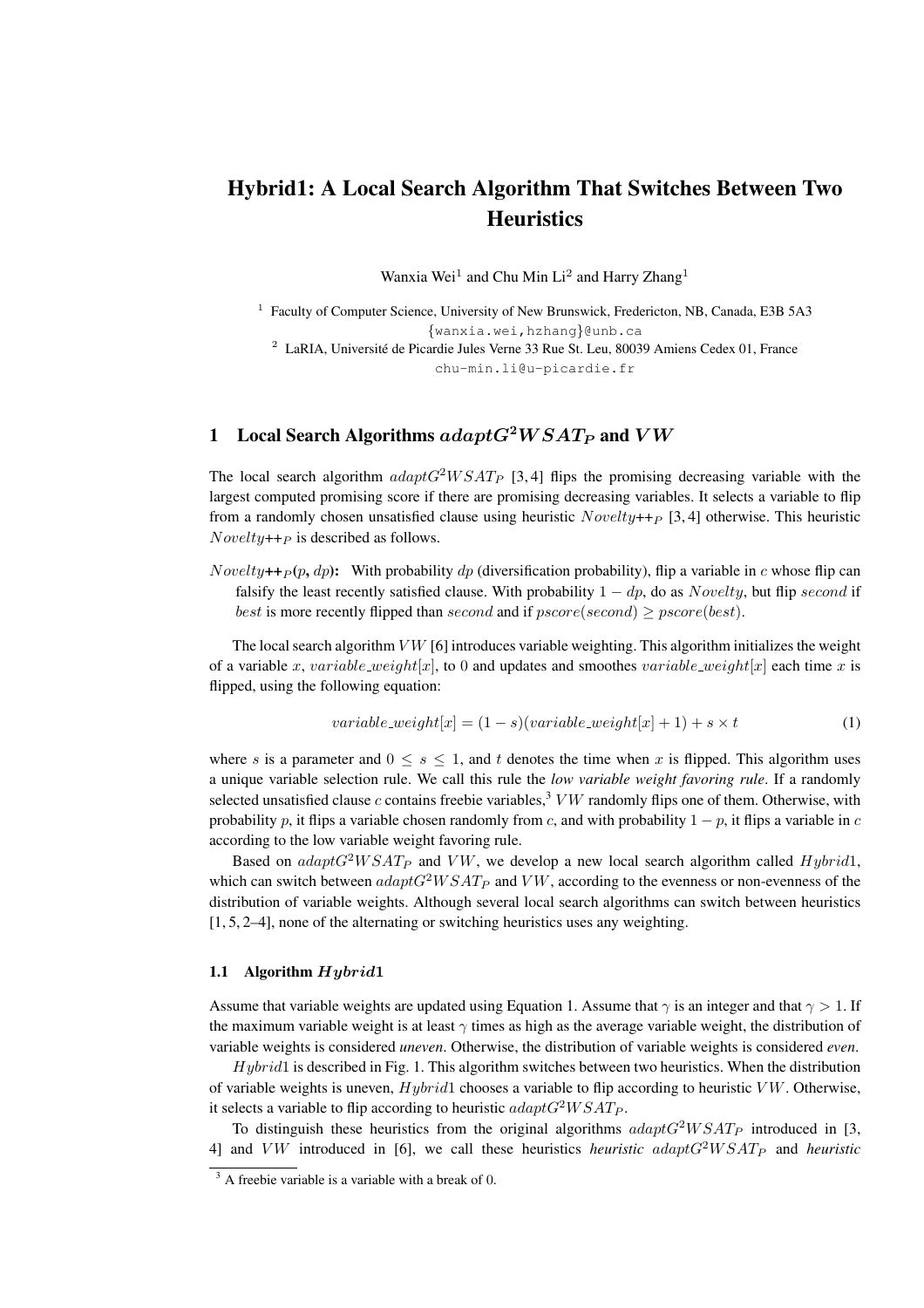# Hybrid1: A Local Search Algorithm That Switches Between Two Heuristics

Wanxia Wei[1] and Chu Min Li[2] and Harry Zhang[1]

[1] Faculty of Computer Science, University of New Brunswick, Fredericton, NB, Canada, E3B 5A3
{wanxia.wei,hzhang}@unb.ca

[2] LaRIA, Université de Picardie Jules Verne 33 Rue St. Leu, 80039 Amiens Cedex 01, France
chu-min.li@u-picardie.fr

## 1 Local Search Algorithms $adaptG^2WSAT_P$ and $VW$

The local search algorithm $adaptG^2WSAT_P$ [3, 4] flips the promising decreasing variable with the largest computed promising score if there are promising decreasing variables. It selects a variable to flip from a randomly chosen unsatisfied clause using heuristic $Novelty{+}{+}_P$ [3, 4] otherwise. This heuristic $Novelty{+}{+}_P$ is described as follows.

**$Novelty{+}{+}_P(p, dp)$:** With probability $dp$ (diversification probability), flip a variable in $c$ whose flip can falsify the least recently satisfied clause. With probability $1 - dp$, do as $Novelty$, but flip $second$ if $best$ is more recently flipped than $second$ and if $pscore(second) \geq pscore(best)$.

The local search algorithm $VW$ [6] introduces variable weighting. This algorithm initializes the weight of a variable $x$, $variable\_weight[x]$, to 0 and updates and smoothes $variable\_weight[x]$ each time $x$ is flipped, using the following equation:

$$variable\_weight[x] = (1 - s)(variable\_weight[x] + 1) + s \times t \tag{1}$$

where $s$ is a parameter and $0 \leq s \leq 1$, and $t$ denotes the time when $x$ is flipped. This algorithm uses a unique variable selection rule. We call this rule the *low variable weight favoring rule*. If a randomly selected unsatisfied clause $c$ contains freebie variables,[3] $VW$ randomly flips one of them. Otherwise, with probability $p$, it flips a variable chosen randomly from $c$, and with probability $1 - p$, it flips a variable in $c$ according to the low variable weight favoring rule.

Based on $adaptG^2WSAT_P$ and $VW$, we develop a new local search algorithm called $Hybrid1$, which can switch between $adaptG^2WSAT_P$ and $VW$, according to the evenness or non-evenness of the distribution of variable weights. Although several local search algorithms can switch between heuristics [1, 5, 2–4], none of the alternating or switching heuristics uses any weighting.

### 1.1 Algorithm $Hybrid1$

Assume that variable weights are updated using Equation 1. Assume that $\gamma$ is an integer and that $\gamma > 1$. If the maximum variable weight is at least $\gamma$ times as high as the average variable weight, the distribution of variable weights is considered *uneven*. Otherwise, the distribution of variable weights is considered *even*.

$Hybrid1$ is described in Fig. 1. This algorithm switches between two heuristics. When the distribution of variable weights is uneven, $Hybrid1$ chooses a variable to flip according to heuristic $VW$. Otherwise, it selects a variable to flip according to heuristic $adaptG^2WSAT_P$.

To distinguish these heuristics from the original algorithms $adaptG^2WSAT_P$ introduced in [3, 4] and $VW$ introduced in [6], we call these heuristics *heuristic* $adaptG^2WSAT_P$ and *heuristic*

[3] A freebie variable is a variable with a break of 0.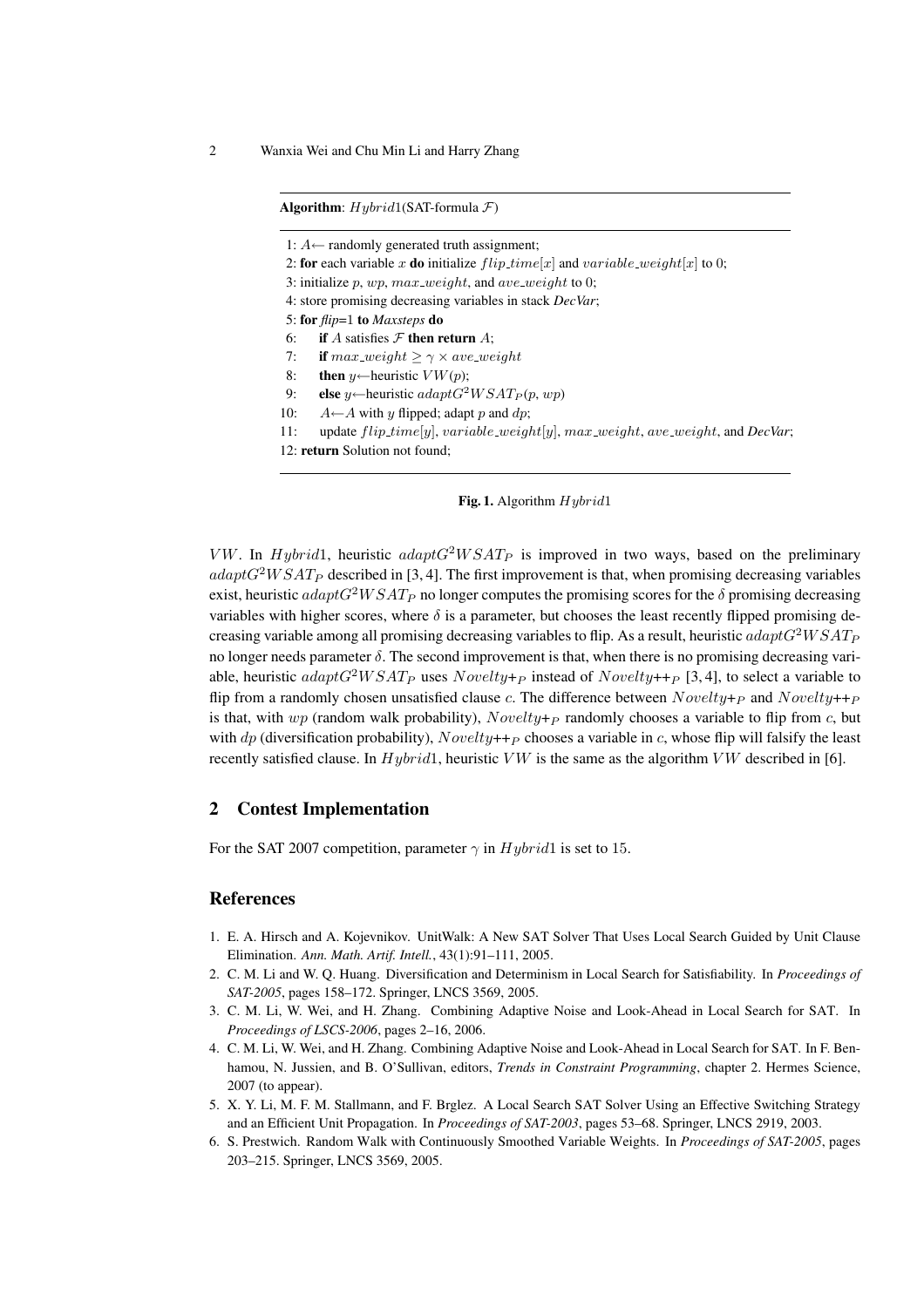**Algorithm**: $Hybrid1$(SAT-formula $\mathcal{F}$)

```
1: A← randomly generated truth assignment;
2: for each variable x do initialize flip_time[x] and variable_weight[x] to 0;
3: initialize p, wp, max_weight, and ave_weight to 0;
4: store promising decreasing variables in stack DecVar;
5: for flip=1 to Maxsteps do
6:     if A satisfies F then return A;
7:     if max_weight ≥ γ × ave_weight
8:     then y←heuristic VW(p);
9:     else y←heuristic adaptG²WSAT_P(p, wp)
10:    A←A with y flipped; adapt p and dp;
11:    update flip_time[y], variable_weight[y], max_weight, ave_weight, and DecVar;
12: return Solution not found;
```

**Fig. 1.** Algorithm $Hybrid1$

$VW$. In $Hybrid1$, heuristic $adaptG^2WSAT_P$ is improved in two ways, based on the preliminary $adaptG^2WSAT_P$ described in [3, 4]. The first improvement is that, when promising decreasing variables exist, heuristic $adaptG^2WSAT_P$ no longer computes the promising scores for the $\delta$ promising decreasing variables with higher scores, where $\delta$ is a parameter, but chooses the least recently flipped promising decreasing variable among all promising decreasing variables to flip. As a result, heuristic $adaptG^2WSAT_P$ no longer needs parameter $\delta$. The second improvement is that, when there is no promising decreasing variable, heuristic $adaptG^2WSAT_P$ uses $Novelty{+}_P$ instead of $Novelty{+}{+}_P$ [3, 4], to select a variable to flip from a randomly chosen unsatisfied clause $c$. The difference between $Novelty{+}_P$ and $Novelty{+}{+}_P$ is that, with $wp$ (random walk probability), $Novelty{+}_P$ randomly chooses a variable to flip from $c$, but with $dp$ (diversification probability), $Novelty{+}{+}_P$ chooses a variable in $c$, whose flip will falsify the least recently satisfied clause. In $Hybrid1$, heuristic $VW$ is the same as the algorithm $VW$ described in [6].

## 2 Contest Implementation

For the SAT 2007 competition, parameter $\gamma$ in $Hybrid1$ is set to 15.

## References

1. E. A. Hirsch and A. Kojevnikov. UnitWalk: A New SAT Solver That Uses Local Search Guided by Unit Clause Elimination. *Ann. Math. Artif. Intell.*, 43(1):91–111, 2005.
2. C. M. Li and W. Q. Huang. Diversification and Determinism in Local Search for Satisfiability. In *Proceedings of SAT-2005*, pages 158–172. Springer, LNCS 3569, 2005.
3. C. M. Li, W. Wei, and H. Zhang. Combining Adaptive Noise and Look-Ahead in Local Search for SAT. In *Proceedings of LSCS-2006*, pages 2–16, 2006.
4. C. M. Li, W. Wei, and H. Zhang. Combining Adaptive Noise and Look-Ahead in Local Search for SAT. In F. Benhamou, N. Jussien, and B. O'Sullivan, editors, *Trends in Constraint Programming*, chapter 2. Hermes Science, 2007 (to appear).
5. X. Y. Li, M. F. M. Stallmann, and F. Brglez. A Local Search SAT Solver Using an Effective Switching Strategy and an Efficient Unit Propagation. In *Proceedings of SAT-2003*, pages 53–68. Springer, LNCS 2919, 2003.
6. S. Prestwich. Random Walk with Continuously Smoothed Variable Weights. In *Proceedings of SAT-2005*, pages 203–215. Springer, LNCS 3569, 2005.